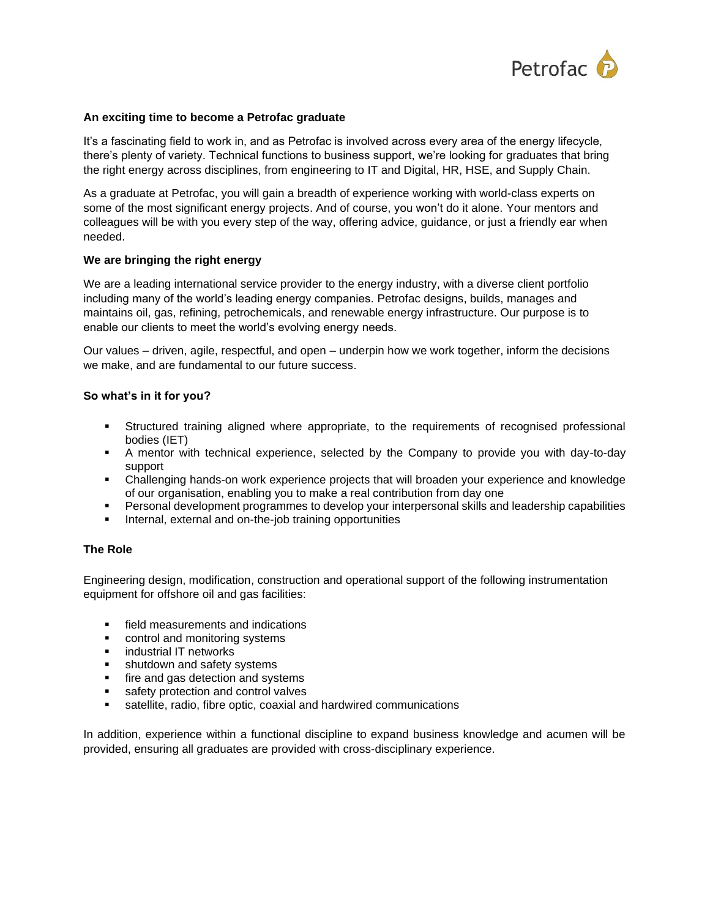## An exciting time to become a Petrofac graduate

It's a fascinating field to work in, and as Petrofac is involved across every area of the energy lifecycle, there's plenty of variety. Technical functions to business support, we're looking for graduates that bring the right energy across disciplines, from engineering to IT and Digital, HR, HSE, and Supply Chain.

As a graduate at Petrofac, you will gain a breadth of experience working with world-class experts on some of the most significant energy projects. And of course, you won't do it alone. Your mentors and colleagues will be with you every step of the way, offering advice, guidance, or just a friendly ear when needed.

## We are bringing the right energy

We are a leading international service provider to the energy industry, with a diverse client portfolio including many of the world's leading energy companies. Petrofac designs, builds, manages and maintains oil, gas, refining, petrochemicals, and renewable energy infrastructure. Our purpose is to enable our clients to meet the world's evolving energy needs.

Our values – driven, agile, respectful, and open – underpin how we work together, inform the decisions we make, and are fundamental to our future success.

## So what's in it for you?

- Structured training aligned where appropriate, to the requirements of recognised professional bodies (IET)
- A mentor with technical experience, selected by the Company to provide you with day-to-day support
- Challenging hands-on work experience projects that will broaden your experience and knowledge of our organisation, enabling you to make a real contribution from day one
- Personal development programmes to develop your interpersonal skills and leadership capabilities
- Internal, external and on-the-job training opportunities

## The Role

Engineering design, modification, construction and operational support of the following instrumentation equipment for offshore oil and gas facilities:

- field measurements and indications
- control and monitoring systems
- industrial IT networks
- shutdown and safety systems
- fire and gas detection and systems
- safety protection and control valves
- satellite, radio, fibre optic, coaxial and hardwired communications

In addition, experience within a functional discipline to expand business knowledge and acumen will be provided, ensuring all graduates are provided with cross-disciplinary experience.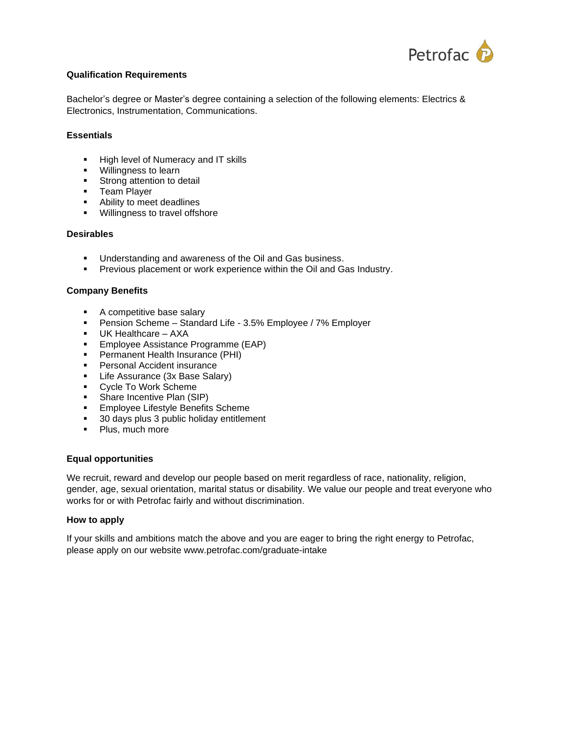**Qualification Requirements**

Bachelor's degree or Master's degree containing a selection of the following elements: Electrics & Electronics, Instrumentation, Communications.

**Essentials**

- High level of Numeracy and IT skills
- Willingness to learn
- Strong attention to detail
- Team Player
- Ability to meet deadlines
- Willingness to travel offshore

**Desirables**

- Understanding and awareness of the Oil and Gas business.
- Previous placement or work experience within the Oil and Gas Industry.

**Company Benefits**

- A competitive base salary
- Pension Scheme – Standard Life - 3.5% Employee / 7% Employer
- UK Healthcare – AXA
- Employee Assistance Programme (EAP)
- Permanent Health Insurance (PHI)
- Personal Accident insurance
- Life Assurance (3x Base Salary)
- Cycle To Work Scheme
- Share Incentive Plan (SIP)
- Employee Lifestyle Benefits Scheme
- 30 days plus 3 public holiday entitlement
- Plus, much more

**Equal opportunities**

We recruit, reward and develop our people based on merit regardless of race, nationality, religion, gender, age, sexual orientation, marital status or disability. We value our people and treat everyone who works for or with Petrofac fairly and without discrimination.

**How to apply**

If your skills and ambitions match the above and you are eager to bring the right energy to Petrofac, please apply on our website www.petrofac.com/graduate-intake